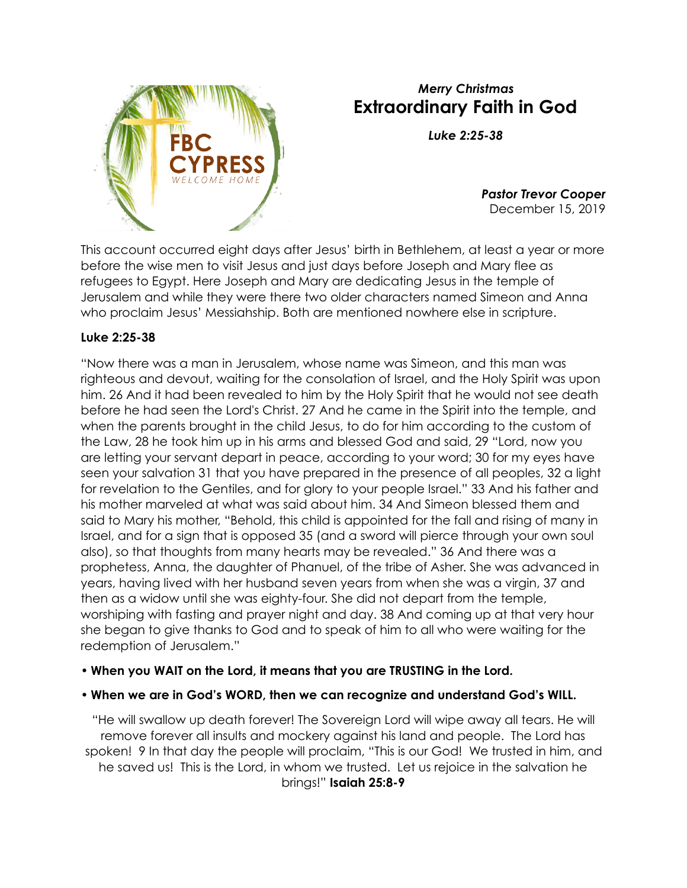FBC CYPRESS
WELCOME HOME

*Merry Christmas*

# Extraordinary Faith in God

***Luke 2:25-38***

***Pastor Trevor Cooper***
December 15, 2019

This account occurred eight days after Jesus' birth in Bethlehem, at least a year or more before the wise men to visit Jesus and just days before Joseph and Mary flee as refugees to Egypt. Here Joseph and Mary are dedicating Jesus in the temple of Jerusalem and while they were there two older characters named Simeon and Anna who proclaim Jesus' Messiahship. Both are mentioned nowhere else in scripture.

**Luke 2:25-38**

"Now there was a man in Jerusalem, whose name was Simeon, and this man was righteous and devout, waiting for the consolation of Israel, and the Holy Spirit was upon him. 26 And it had been revealed to him by the Holy Spirit that he would not see death before he had seen the Lord's Christ. 27 And he came in the Spirit into the temple, and when the parents brought in the child Jesus, to do for him according to the custom of the Law, 28 he took him up in his arms and blessed God and said, 29 "Lord, now you are letting your servant depart in peace, according to your word; 30 for my eyes have seen your salvation 31 that you have prepared in the presence of all peoples, 32 a light for revelation to the Gentiles, and for glory to your people Israel." 33 And his father and his mother marveled at what was said about him. 34 And Simeon blessed them and said to Mary his mother, "Behold, this child is appointed for the fall and rising of many in Israel, and for a sign that is opposed 35 (and a sword will pierce through your own soul also), so that thoughts from many hearts may be revealed." 36 And there was a prophetess, Anna, the daughter of Phanuel, of the tribe of Asher. She was advanced in years, having lived with her husband seven years from when she was a virgin, 37 and then as a widow until she was eighty-four. She did not depart from the temple, worshiping with fasting and prayer night and day. 38 And coming up at that very hour she began to give thanks to God and to speak of him to all who were waiting for the redemption of Jerusalem."

- **When you WAIT on the Lord, it means that you are TRUSTING in the Lord.**
- **When we are in God's WORD, then we can recognize and understand God's WILL.**

"He will swallow up death forever! The Sovereign Lord will wipe away all tears. He will remove forever all insults and mockery against his land and people. The Lord has spoken! 9 In that day the people will proclaim, "This is our God! We trusted in him, and he saved us! This is the Lord, in whom we trusted. Let us rejoice in the salvation he brings!" **Isaiah 25:8-9**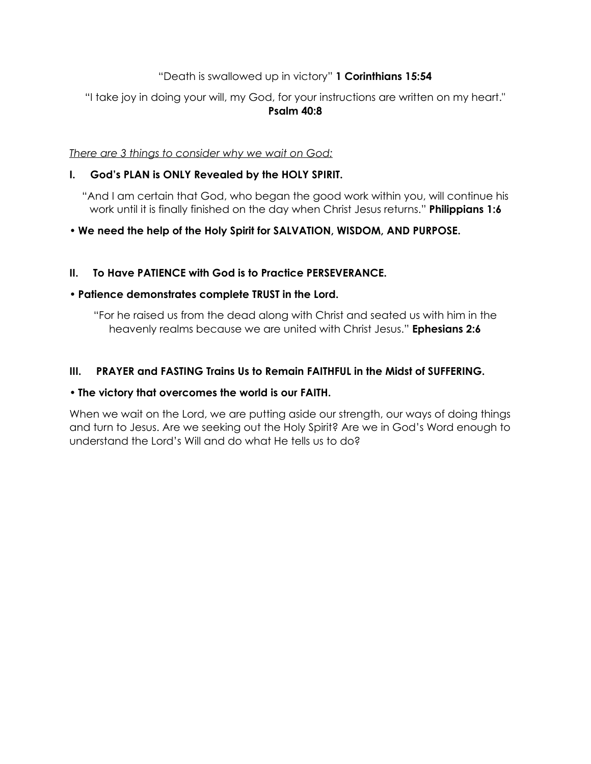"Death is swallowed up in victory" **1 Corinthians 15:54**

"I take joy in doing your will, my God, for your instructions are written on my heart." **Psalm 40:8**

*There are 3 things to consider why we wait on God:*

**I. God's PLAN is ONLY Revealed by the HOLY SPIRIT.**

"And I am certain that God, who began the good work within you, will continue his work until it is finally finished on the day when Christ Jesus returns." **Philippians 1:6**

- **We need the help of the Holy Spirit for SALVATION, WISDOM, AND PURPOSE.**

**II. To Have PATIENCE with God is to Practice PERSEVERANCE.**

- **Patience demonstrates complete TRUST in the Lord.**

"For he raised us from the dead along with Christ and seated us with him in the heavenly realms because we are united with Christ Jesus." **Ephesians 2:6**

**III. PRAYER and FASTING Trains Us to Remain FAITHFUL in the Midst of SUFFERING.**

- **The victory that overcomes the world is our FAITH.**

When we wait on the Lord, we are putting aside our strength, our ways of doing things and turn to Jesus. Are we seeking out the Holy Spirit? Are we in God's Word enough to understand the Lord's Will and do what He tells us to do?